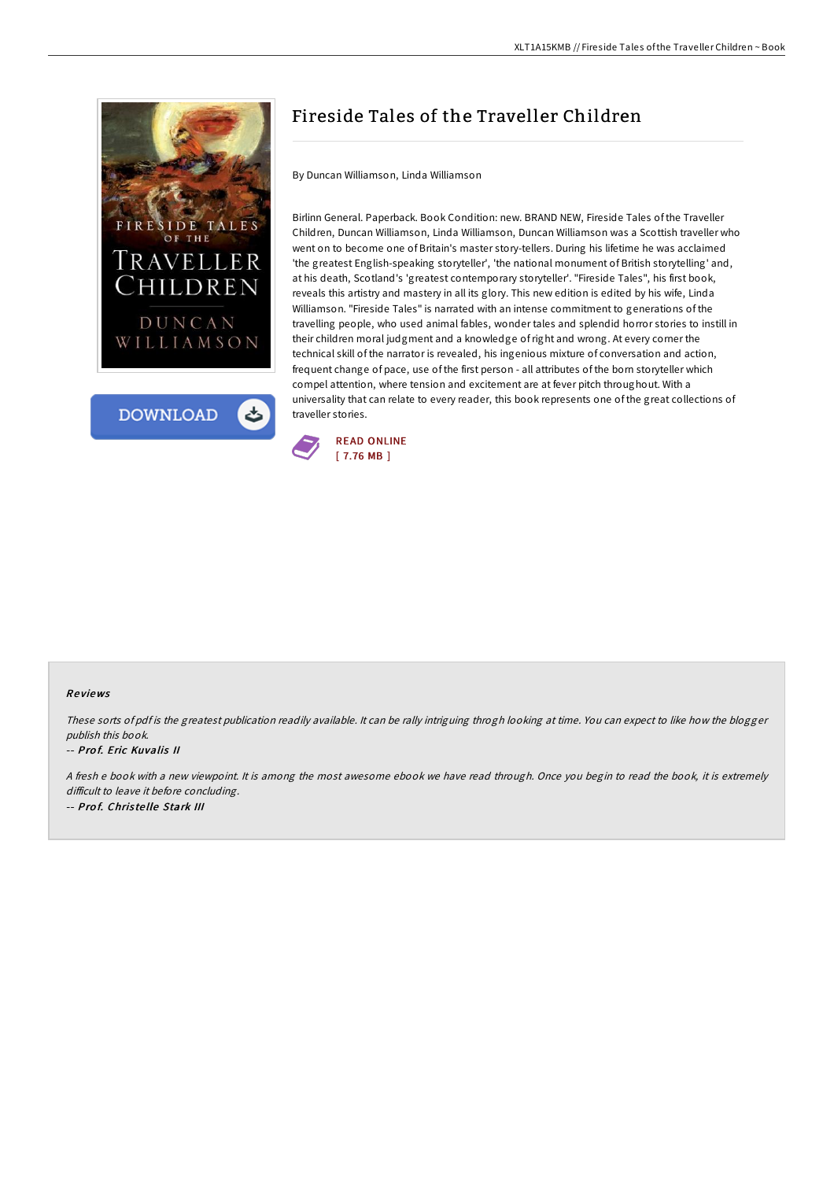# Fireside Tales of the Traveller Children

By Duncan Williamson, Linda Williamson

Birlinn General. Paperback. Book Condition: new. BRAND NEW, Fireside Tales of the Traveller Children, Duncan Williamson, Linda Williamson, Duncan Williamson was a Scottish traveller who went on to become one of Britain's master story-tellers. During his lifetime he was acclaimed 'the greatest English-speaking storyteller', 'the national monument of British storytelling' and, at his death, Scotland's 'greatest contemporary storyteller'. "Fireside Tales", his first book, reveals this artistry and mastery in all its glory. This new edition is edited by his wife, Linda Williamson. "Fireside Tales" is narrated with an intense commitment to generations of the travelling people, who used animal fables, wonder tales and splendid horror stories to instill in their children moral judgment and a knowledge of right and wrong. At every corner the technical skill of the narrator is revealed, his ingenious mixture of conversation and action, frequent change of pace, use of the first person - all attributes of the born storyteller which compel attention, where tension and excitement are at fever pitch throughout. With a universality that can relate to every reader, this book represents one of the great collections of traveller stories.

READ ONLINE
[ 7.76 MB ]

### Reviews

*These sorts of pdf is the greatest publication readily available. It can be rally intriguing throgh looking at time. You can expect to like how the blogger publish this book.*

-- ***Prof. Eric Kuvalis II***

*A fresh e book with a new viewpoint. It is among the most awesome ebook we have read through. Once you begin to read the book, it is extremely difficult to leave it before concluding.*

-- ***Prof. Christelle Stark III***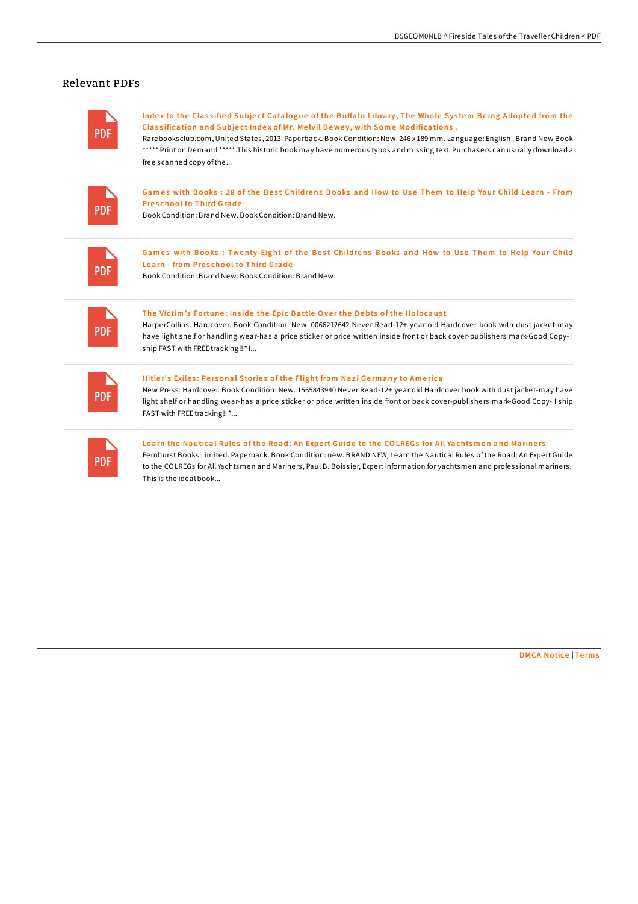## Relevant PDFs

**Index to the Classified Subject Catalogue of the Buffalo Library; The Whole System Being Adopted from the Classification and Subject Index of Mr. Melvil Dewey, with Some Modifications .**

Rarebooksclub.com, United States, 2013. Paperback. Book Condition: New. 246 x 189 mm. Language: English . Brand New Book ***** Print on Demand *****.This historic book may have numerous typos and missing text. Purchasers can usually download a free scanned copy of the...

**Games with Books : 28 of the Best Childrens Books and How to Use Them to Help Your Child Learn - From Preschool to Third Grade**

Book Condition: Brand New. Book Condition: Brand New.

**Games with Books : Twenty-Eight of the Best Childrens Books and How to Use Them to Help Your Child Learn - from Preschool to Third Grade**

Book Condition: Brand New. Book Condition: Brand New.

**The Victim's Fortune: Inside the Epic Battle Over the Debts of the Holocaust**

HarperCollins. Hardcover. Book Condition: New. 0066212642 Never Read-12+ year old Hardcover book with dust jacket-may have light shelf or handling wear-has a price sticker or price written inside front or back cover-publishers mark-Good Copy- I ship FAST with FREE tracking!! * I...

**Hitler's Exiles: Personal Stories of the Flight from Nazi Germany to America**

New Press. Hardcover. Book Condition: New. 1565843940 Never Read-12+ year old Hardcover book with dust jacket-may have light shelf or handling wear-has a price sticker or price written inside front or back cover-publishers mark-Good Copy- I ship FAST with FREE tracking!! *...

**Learn the Nautical Rules of the Road: An Expert Guide to the COLREGs for All Yachtsmen and Mariners**

Fernhurst Books Limited. Paperback. Book Condition: new. BRAND NEW, Learn the Nautical Rules of the Road: An Expert Guide to the COLREGs for All Yachtsmen and Mariners, Paul B. Boissier, Expert information for yachtsmen and professional mariners. This is the ideal book...

DMCA Notice | Terms